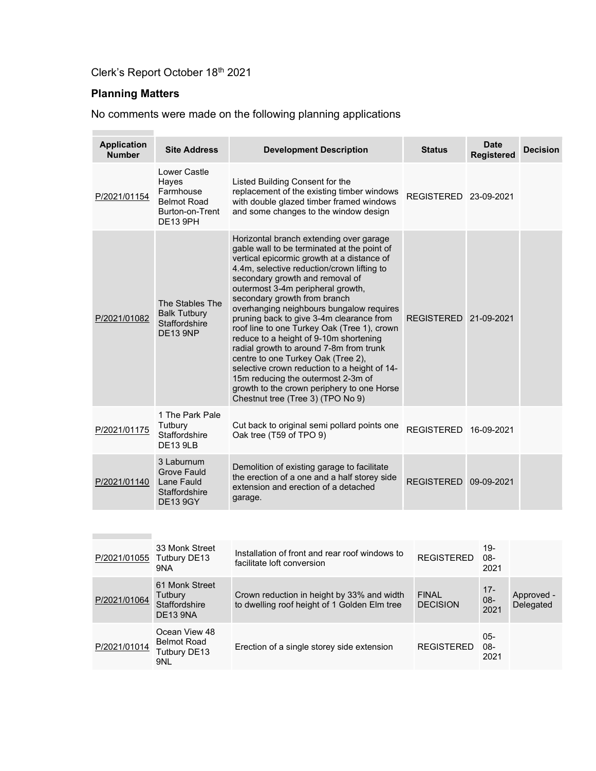Clerk's Report October 18th 2021

## Planning Matters

No comments were made on the following planning applications

| Application Number | Site Address | Development Description | Status | Date Registered | Decision |
|---|---|---|---|---|---|
| P/2021/01154 | Lower Castle Hayes Farmhouse Belmot Road Burton-on-Trent DE13 9PH | Listed Building Consent for the replacement of the existing timber windows with double glazed timber framed windows and some changes to the window design | REGISTERED | 23-09-2021 | |
| P/2021/01082 | The Stables The Balk Tutbury Staffordshire DE13 9NP | Horizontal branch extending over garage gable wall to be terminated at the point of vertical epicormic growth at a distance of 4.4m, selective reduction/crown lifting to secondary growth and removal of outermost 3-4m peripheral growth, secondary growth from branch overhanging neighbours bungalow requires pruning back to give 3-4m clearance from roof line to one Turkey Oak (Tree 1), crown reduce to a height of 9-10m shortening radial growth to around 7-8m from trunk centre to one Turkey Oak (Tree 2), selective crown reduction to a height of 14-15m reducing the outermost 2-3m of growth to the crown periphery to one Horse Chestnut tree (Tree 3) (TPO No 9) | REGISTERED | 21-09-2021 | |
| P/2021/01175 | 1 The Park Pale Tutbury Staffordshire DE13 9LB | Cut back to original semi pollard points one Oak tree (T59 of TPO 9) | REGISTERED | 16-09-2021 | |
| P/2021/01140 | 3 Laburnum Grove Fauld Lane Fauld Staffordshire DE13 9GY | Demolition of existing garage to facilitate the erection of a one and a half storey side extension and erection of a detached garage. | REGISTERED | 09-09-2021 | |
| P/2021/01055 | 33 Monk Street Tutbury DE13 9NA | Installation of front and rear roof windows to facilitate loft conversion | REGISTERED | 19-08-2021 | |
| P/2021/01064 | 61 Monk Street Tutbury Staffordshire DE13 9NA | Crown reduction in height by 33% and width to dwelling roof height of 1 Golden Elm tree | FINAL DECISION | 17-08-2021 | Approved - Delegated |
| P/2021/01014 | Ocean View 48 Belmot Road Tutbury DE13 9NL | Erection of a single storey side extension | REGISTERED | 05-08-2021 | |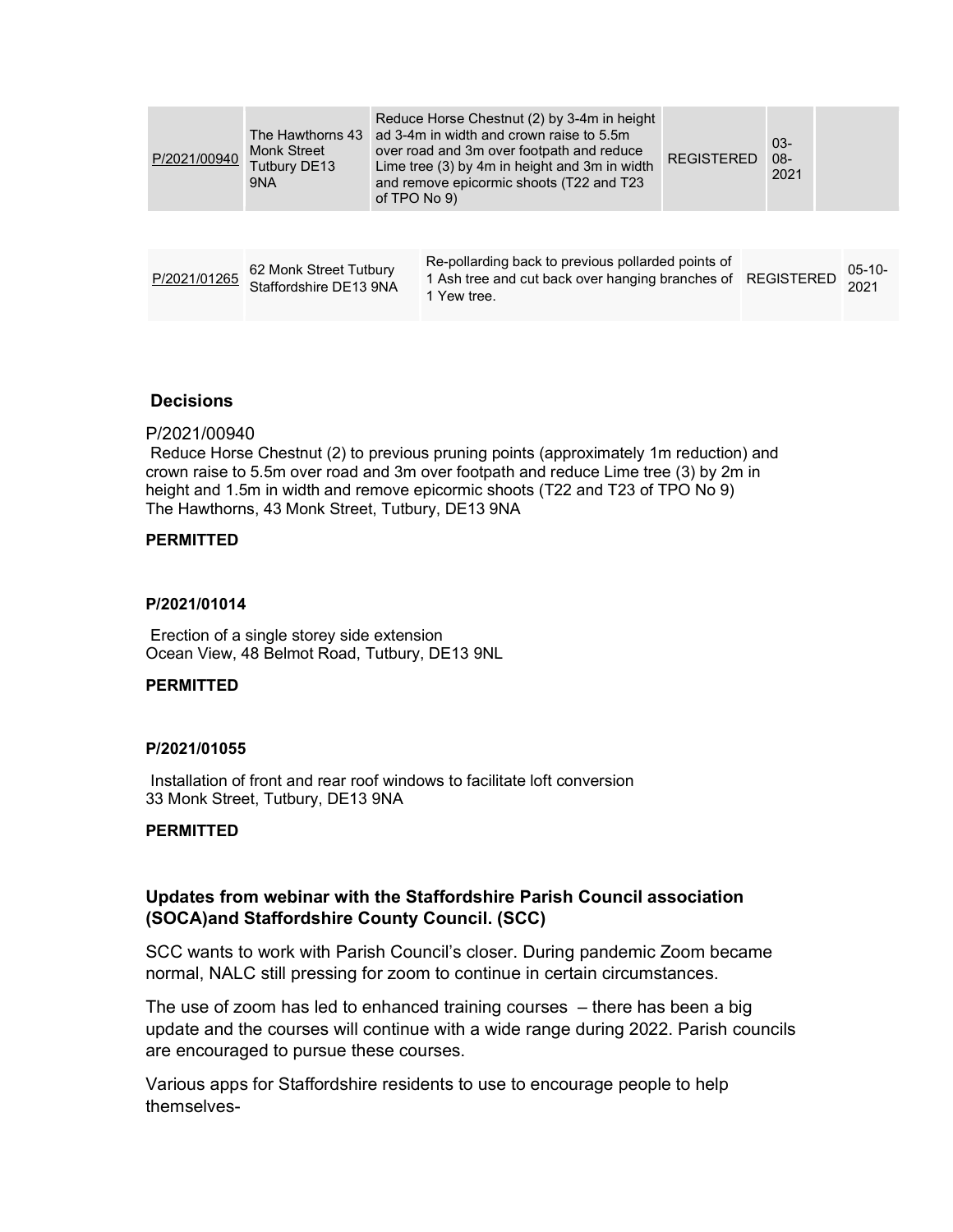| | | | | | |
|---|---|---|---|---|---|
| P/2021/00940 | The Hawthorns 43 Monk Street Tutbury DE13 9NA | Reduce Horse Chestnut (2) by 3-4m in height ad 3-4m in width and crown raise to 5.5m over road and 3m over footpath and reduce Lime tree (3) by 4m in height and 3m in width and remove epicormic shoots (T22 and T23 of TPO No 9) | REGISTERED | 03-08-2021 | |

| | | | | |
|---|---|---|---|---|
| P/2021/01265 | 62 Monk Street Tutbury Staffordshire DE13 9NA | Re-pollarding back to previous pollarded points of 1 Ash tree and cut back over hanging branches of 1 Yew tree. | REGISTERED | 05-10-2021 |

## Decisions

P/2021/00940
Reduce Horse Chestnut (2) to previous pruning points (approximately 1m reduction) and crown raise to 5.5m over road and 3m over footpath and reduce Lime tree (3) by 2m in height and 1.5m in width and remove epicormic shoots (T22 and T23 of TPO No 9)
The Hawthorns, 43 Monk Street, Tutbury, DE13 9NA

**PERMITTED**

**P/2021/01014**

Erection of a single storey side extension
Ocean View, 48 Belmot Road, Tutbury, DE13 9NL

**PERMITTED**

**P/2021/01055**

Installation of front and rear roof windows to facilitate loft conversion
33 Monk Street, Tutbury, DE13 9NA

**PERMITTED**

### Updates from webinar with the Staffordshire Parish Council association (SOCA)and Staffordshire County Council. (SCC)

SCC wants to work with Parish Council's closer. During pandemic Zoom became normal, NALC still pressing for zoom to continue in certain circumstances.

The use of zoom has led to enhanced training courses – there has been a big update and the courses will continue with a wide range during 2022. Parish councils are encouraged to pursue these courses.

Various apps for Staffordshire residents to use to encourage people to help themselves-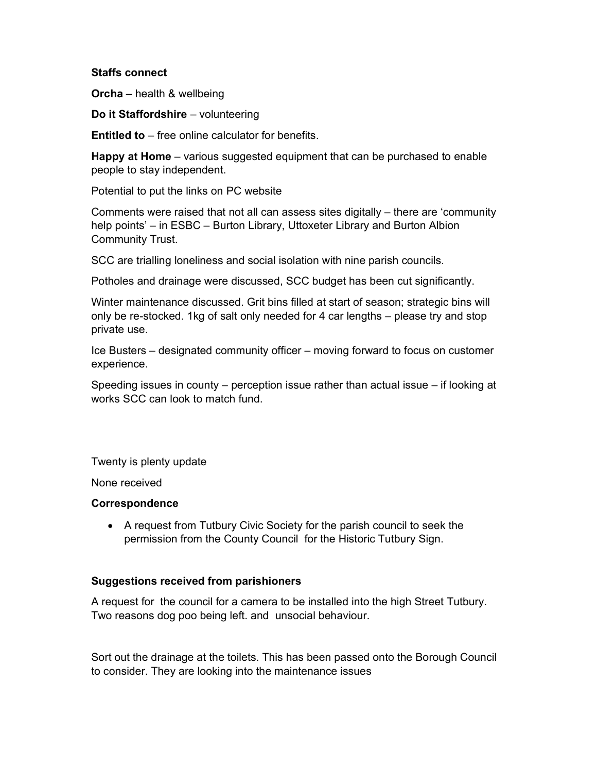**Staffs connect**

**Orcha** – health & wellbeing

**Do it Staffordshire** – volunteering

**Entitled to** – free online calculator for benefits.

**Happy at Home** – various suggested equipment that can be purchased to enable people to stay independent.

Potential to put the links on PC website

Comments were raised that not all can assess sites digitally – there are 'community help points' – in ESBC – Burton Library, Uttoxeter Library and Burton Albion Community Trust.

SCC are trialling loneliness and social isolation with nine parish councils.

Potholes and drainage were discussed, SCC budget has been cut significantly.

Winter maintenance discussed. Grit bins filled at start of season; strategic bins will only be re-stocked. 1kg of salt only needed for 4 car lengths – please try and stop private use.

Ice Busters – designated community officer – moving forward to focus on customer experience.

Speeding issues in county – perception issue rather than actual issue – if looking at works SCC can look to match fund.

Twenty is plenty update

None received

**Correspondence**

- A request from Tutbury Civic Society for the parish council to seek the permission from the County Council for the Historic Tutbury Sign.

**Suggestions received from parishioners**

A request for the council for a camera to be installed into the high Street Tutbury. Two reasons dog poo being left. and unsocial behaviour.

Sort out the drainage at the toilets. This has been passed onto the Borough Council to consider. They are looking into the maintenance issues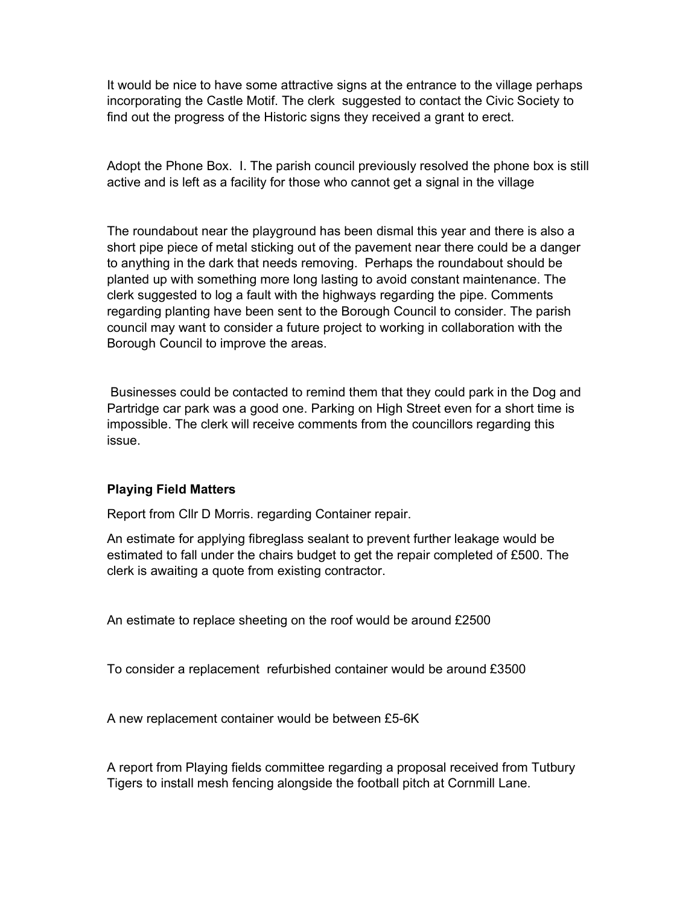It would be nice to have some attractive signs at the entrance to the village perhaps incorporating the Castle Motif. The clerk suggested to contact the Civic Society to find out the progress of the Historic signs they received a grant to erect.

Adopt the Phone Box. I. The parish council previously resolved the phone box is still active and is left as a facility for those who cannot get a signal in the village

The roundabout near the playground has been dismal this year and there is also a short pipe piece of metal sticking out of the pavement near there could be a danger to anything in the dark that needs removing. Perhaps the roundabout should be planted up with something more long lasting to avoid constant maintenance. The clerk suggested to log a fault with the highways regarding the pipe. Comments regarding planting have been sent to the Borough Council to consider. The parish council may want to consider a future project to working in collaboration with the Borough Council to improve the areas.

Businesses could be contacted to remind them that they could park in the Dog and Partridge car park was a good one. Parking on High Street even for a short time is impossible. The clerk will receive comments from the councillors regarding this issue.

**Playing Field Matters**

Report from Cllr D Morris. regarding Container repair.

An estimate for applying fibreglass sealant to prevent further leakage would be estimated to fall under the chairs budget to get the repair completed of £500. The clerk is awaiting a quote from existing contractor.

An estimate to replace sheeting on the roof would be around £2500

To consider a replacement refurbished container would be around £3500

A new replacement container would be between £5-6K

A report from Playing fields committee regarding a proposal received from Tutbury Tigers to install mesh fencing alongside the football pitch at Cornmill Lane.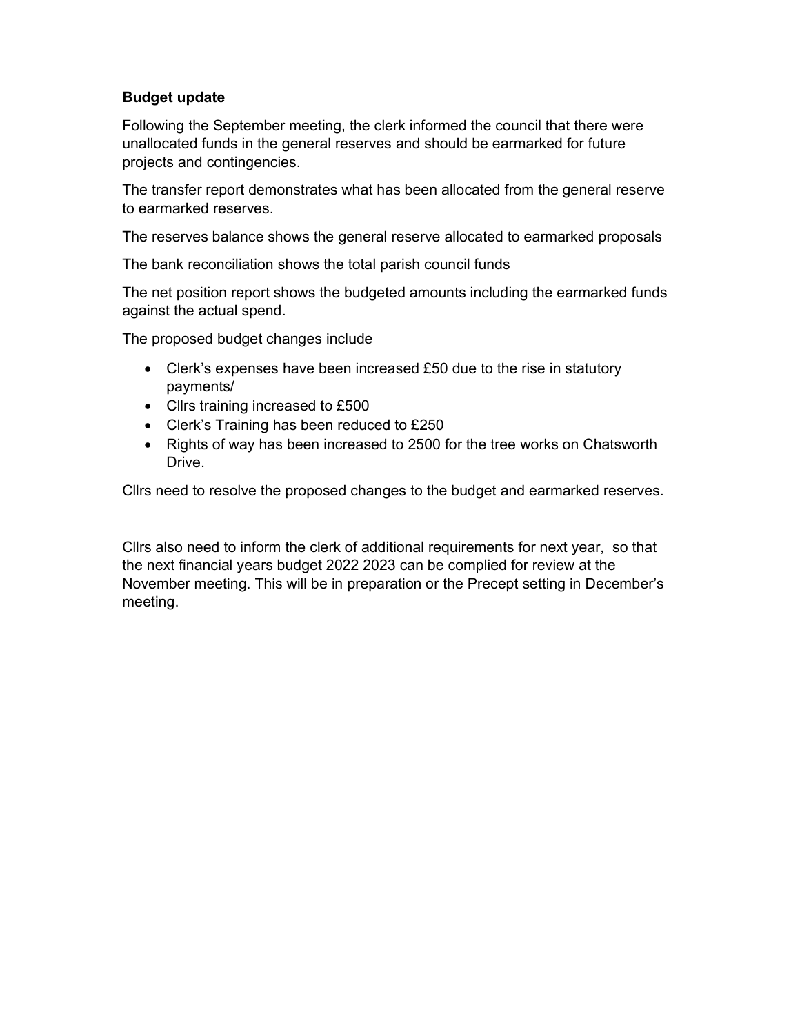**Budget update**

Following the September meeting, the clerk informed the council that there were unallocated funds in the general reserves and should be earmarked for future projects and contingencies.

The transfer report demonstrates what has been allocated from the general reserve to earmarked reserves.

The reserves balance shows the general reserve allocated to earmarked proposals

The bank reconciliation shows the total parish council funds

The net position report shows the budgeted amounts including the earmarked funds against the actual spend.

The proposed budget changes include

- Clerk's expenses have been increased £50 due to the rise in statutory payments/
- Cllrs training increased to £500
- Clerk's Training has been reduced to £250
- Rights of way has been increased to 2500 for the tree works on Chatsworth Drive.

Cllrs need to resolve the proposed changes to the budget and earmarked reserves.

Cllrs also need to inform the clerk of additional requirements for next year, so that the next financial years budget 2022 2023 can be complied for review at the November meeting. This will be in preparation or the Precept setting in December's meeting.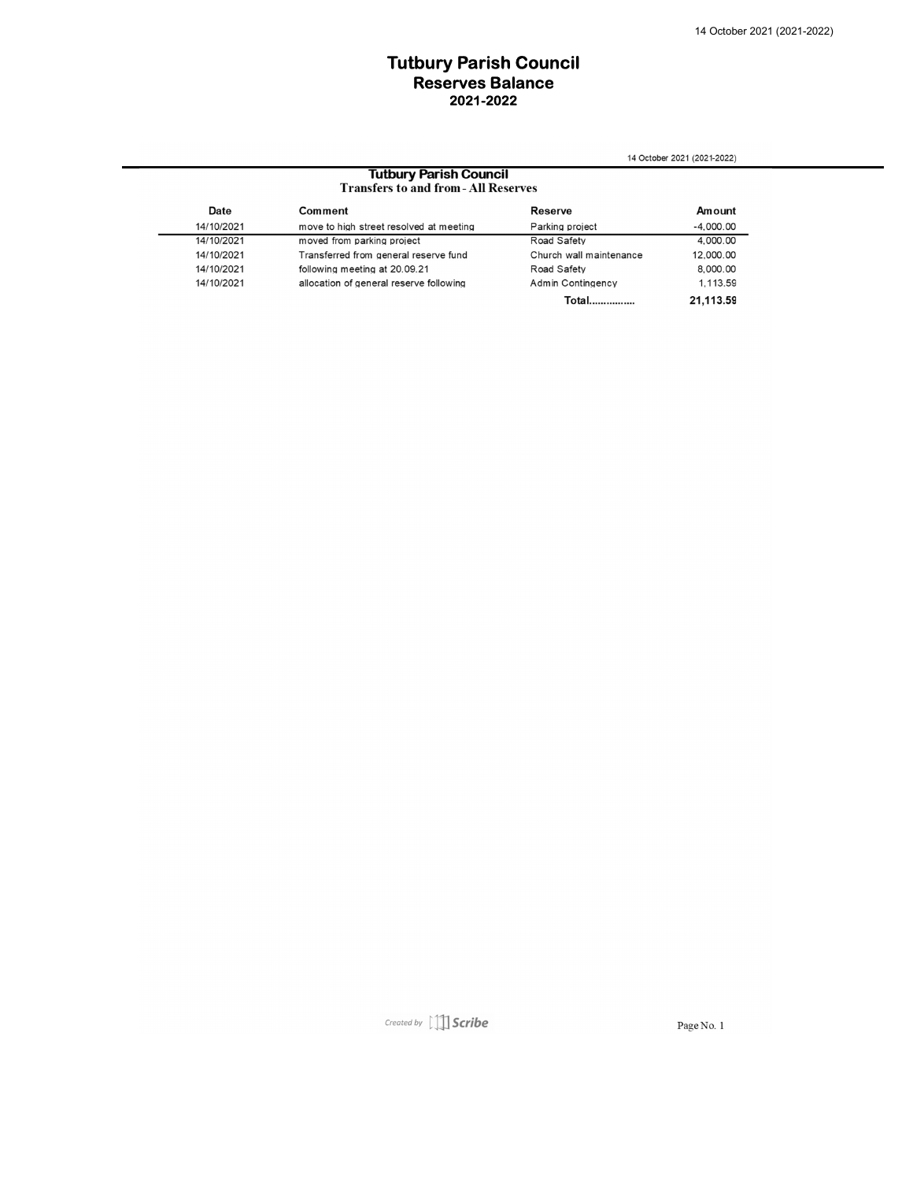# Tutbury Parish Council
## Reserves Balance
### 2021-2022

**Tutbury Parish Council**
**Transfers to and from - All Reserves**

| Date | Comment | Reserve | Amount |
|---|---|---|---|
| 14/10/2021 | move to high street resolved at meeting | Parking project | -4,000.00 |
| 14/10/2021 | moved from parking project | Road Safety | 4,000.00 |
| 14/10/2021 | Transferred from general reserve fund | Church wall maintenance | 12,000.00 |
| 14/10/2021 | following meeting at 20.09.21 | Road Safety | 8,000.00 |
| 14/10/2021 | allocation of general reserve following | Admin Contingency | 1,113.59 |
| | | **Total...............** | **21,113.59** |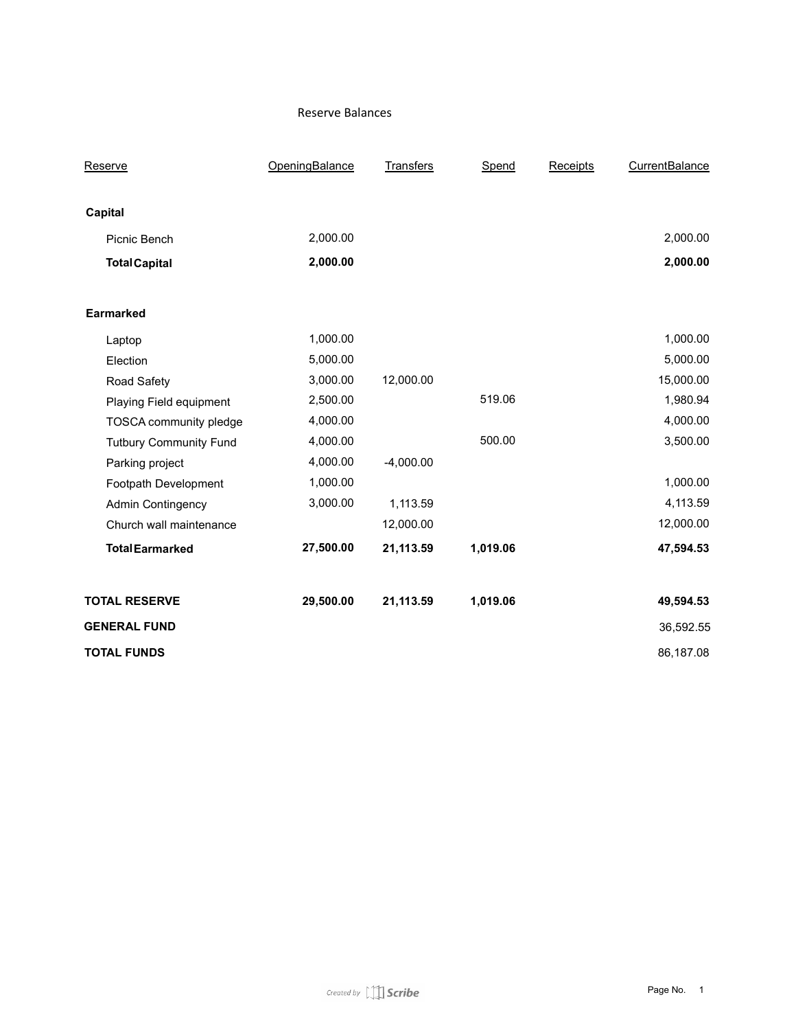# Reserve Balances

| Reserve | OpeningBalance | Transfers | Spend | Receipts | CurrentBalance |
|---|---|---|---|---|---|
| **Capital** | | | | | |
| Picnic Bench | 2,000.00 | | | | 2,000.00 |
| **Total Capital** | **2,000.00** | | | | **2,000.00** |
| **Earmarked** | | | | | |
| Laptop | 1,000.00 | | | | 1,000.00 |
| Election | 5,000.00 | | | | 5,000.00 |
| Road Safety | 3,000.00 | 12,000.00 | | | 15,000.00 |
| Playing Field equipment | 2,500.00 | | 519.06 | | 1,980.94 |
| TOSCA community pledge | 4,000.00 | | | | 4,000.00 |
| Tutbury Community Fund | 4,000.00 | | 500.00 | | 3,500.00 |
| Parking project | 4,000.00 | -4,000.00 | | | |
| Footpath Development | 1,000.00 | | | | 1,000.00 |
| Admin Contingency | 3,000.00 | 1,113.59 | | | 4,113.59 |
| Church wall maintenance | | 12,000.00 | | | 12,000.00 |
| **Total Earmarked** | **27,500.00** | **21,113.59** | **1,019.06** | | **47,594.53** |
| **TOTAL RESERVE** | **29,500.00** | **21,113.59** | **1,019.06** | | **49,594.53** |
| **GENERAL FUND** | | | | | 36,592.55 |
| **TOTAL FUNDS** | | | | | 86,187.08 |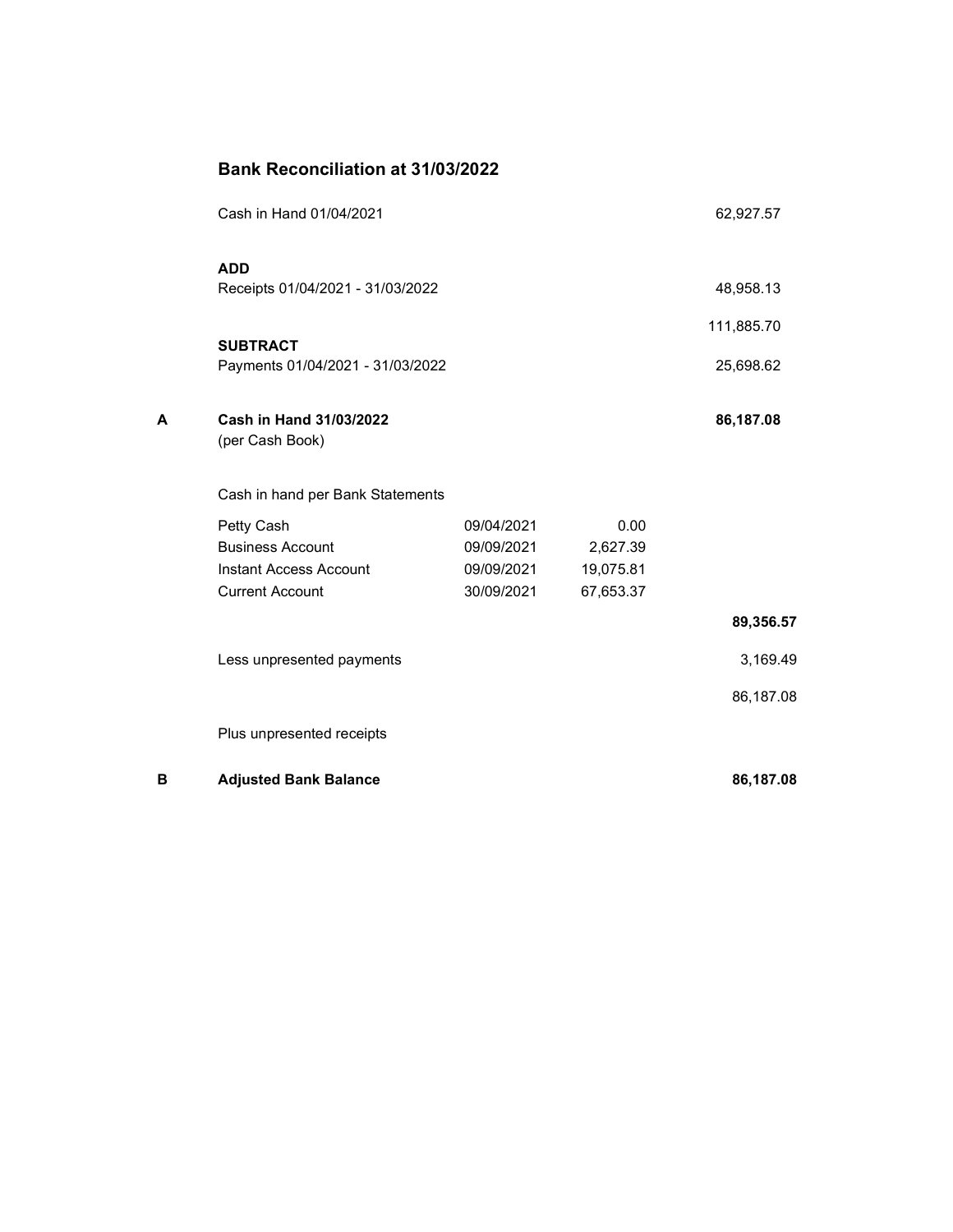## Bank Reconciliation at 31/03/2022

| | | | | |
|---|---|---|---|---|
| | Cash in Hand 01/04/2021 | | | 62,927.57 |
| | **ADD** | | | |
| | Receipts 01/04/2021 - 31/03/2022 | | | 48,958.13 |
| | | | | 111,885.70 |
| | **SUBTRACT** | | | |
| | Payments 01/04/2021 - 31/03/2022 | | | 25,698.62 |
| **A** | **Cash in Hand 31/03/2022** (per Cash Book) | | | **86,187.08** |
| | Cash in hand per Bank Statements | | | |
| | Petty Cash | 09/04/2021 | 0.00 | |
| | Business Account | 09/09/2021 | 2,627.39 | |
| | Instant Access Account | 09/09/2021 | 19,075.81 | |
| | Current Account | 30/09/2021 | 67,653.37 | |
| | | | | **89,356.57** |
| | Less unpresented payments | | | 3,169.49 |
| | | | | 86,187.08 |
| | Plus unpresented receipts | | | |
| **B** | **Adjusted Bank Balance** | | | **86,187.08** |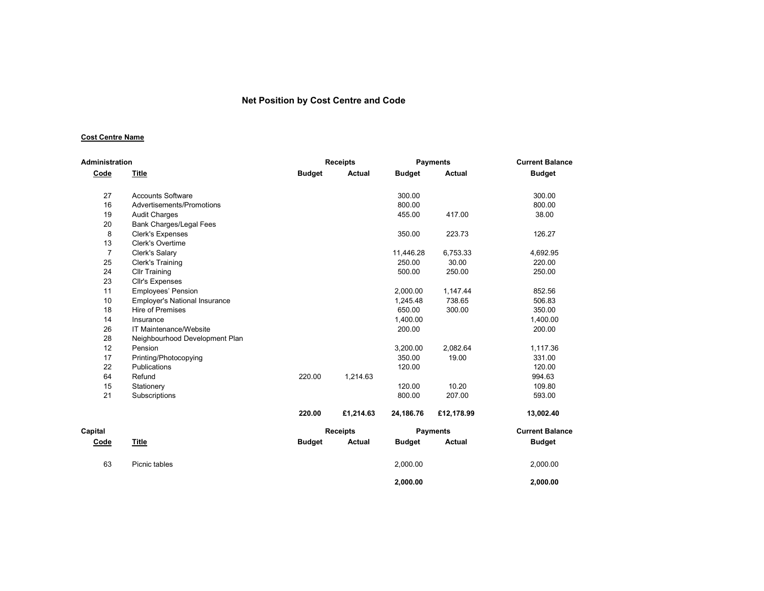# Net Position by Cost Centre and Code

**Cost Centre Name**

**Administration**

| Code | Title | Receipts Budget | Receipts Actual | Payments Budget | Payments Actual | Current Balance Budget |
|---|---|---|---|---|---|---|
| 27 | Accounts Software | | | 300.00 | | 300.00 |
| 16 | Advertisements/Promotions | | | 800.00 | | 800.00 |
| 19 | Audit Charges | | | 455.00 | 417.00 | 38.00 |
| 20 | Bank Charges/Legal Fees | | | | | |
| 8 | Clerk's Expenses | | | 350.00 | 223.73 | 126.27 |
| 13 | Clerk's Overtime | | | | | |
| 7 | Clerk's Salary | | | 11,446.28 | 6,753.33 | 4,692.95 |
| 25 | Clerk's Training | | | 250.00 | 30.00 | 220.00 |
| 24 | Cllr Training | | | 500.00 | 250.00 | 250.00 |
| 23 | Cllr's Expenses | | | | | |
| 11 | Employees' Pension | | | 2,000.00 | 1,147.44 | 852.56 |
| 10 | Employer's National Insurance | | | 1,245.48 | 738.65 | 506.83 |
| 18 | Hire of Premises | | | 650.00 | 300.00 | 350.00 |
| 14 | Insurance | | | 1,400.00 | | 1,400.00 |
| 26 | IT Maintenance/Website | | | 200.00 | | 200.00 |
| 28 | Neighbourhood Development Plan | | | | | |
| 12 | Pension | | | 3,200.00 | 2,082.64 | 1,117.36 |
| 17 | Printing/Photocopying | | | 350.00 | 19.00 | 331.00 |
| 22 | Publications | | | 120.00 | | 120.00 |
| 64 | Refund | 220.00 | 1,214.63 | | | 994.63 |
| 15 | Stationery | | | 120.00 | 10.20 | 109.80 |
| 21 | Subscriptions | | | 800.00 | 207.00 | 593.00 |
| | | **220.00** | **£1,214.63** | **24,186.76** | **£12,178.99** | **13,002.40** |

**Capital**

| Code | Title | Receipts Budget | Receipts Actual | Payments Budget | Payments Actual | Current Balance Budget |
|---|---|---|---|---|---|---|
| 63 | Picnic tables | | | 2,000.00 | | 2,000.00 |
| | | | | **2,000.00** | | **2,000.00** |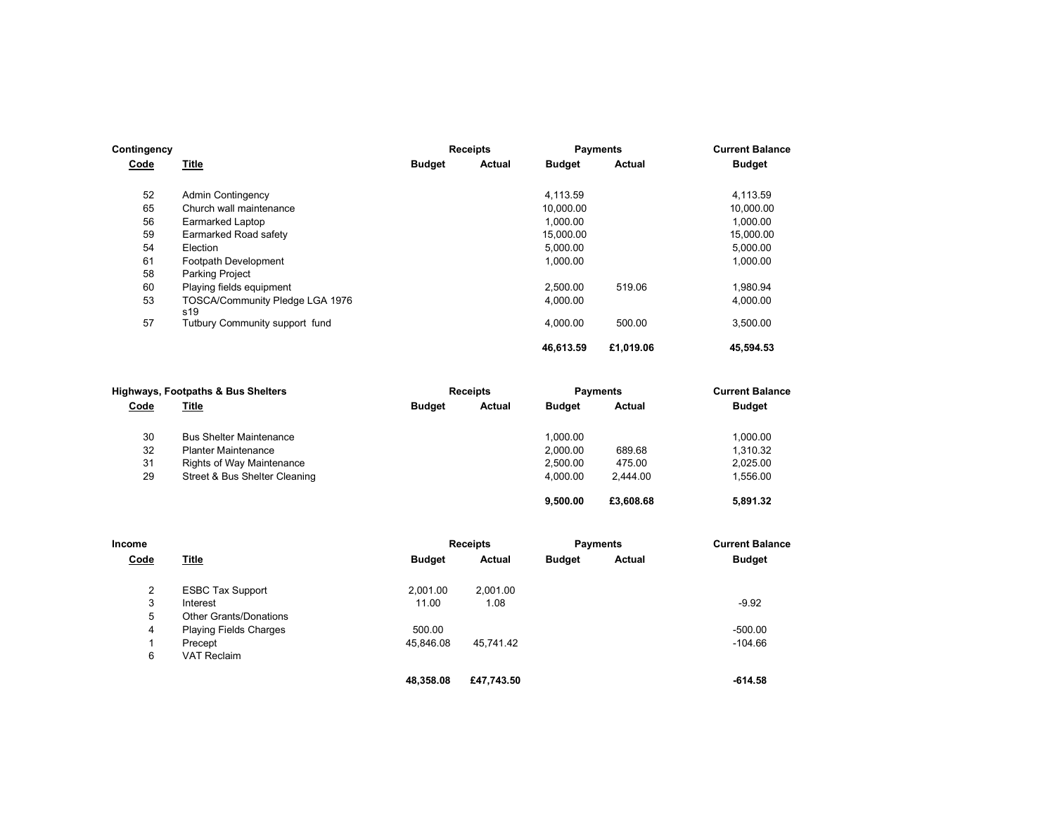| Contingency | | Receipts | | Payments | | Current Balance |
|---|---|---|---|---|---|---|
| **Code** | **Title** | **Budget** | **Actual** | **Budget** | **Actual** | **Budget** |
| 52 | Admin Contingency | | | 4,113.59 | | 4,113.59 |
| 65 | Church wall maintenance | | | 10,000.00 | | 10,000.00 |
| 56 | Earmarked Laptop | | | 1,000.00 | | 1,000.00 |
| 59 | Earmarked Road safety | | | 15,000.00 | | 15,000.00 |
| 54 | Election | | | 5,000.00 | | 5,000.00 |
| 61 | Footpath Development | | | 1,000.00 | | 1,000.00 |
| 58 | Parking Project | | | | | |
| 60 | Playing fields equipment | | | 2,500.00 | 519.06 | 1,980.94 |
| 53 | TOSCA/Community Pledge LGA 1976 s19 | | | 4,000.00 | | 4,000.00 |
| 57 | Tutbury Community support fund | | | 4,000.00 | 500.00 | 3,500.00 |
| | | | | **46,613.59** | **£1,019.06** | **45,594.53** |

| Highways, Footpaths & Bus Shelters | | Receipts | | Payments | | Current Balance |
|---|---|---|---|---|---|---|
| **Code** | **Title** | **Budget** | **Actual** | **Budget** | **Actual** | **Budget** |
| 30 | Bus Shelter Maintenance | | | 1,000.00 | | 1,000.00 |
| 32 | Planter Maintenance | | | 2,000.00 | 689.68 | 1,310.32 |
| 31 | Rights of Way Maintenance | | | 2,500.00 | 475.00 | 2,025.00 |
| 29 | Street & Bus Shelter Cleaning | | | 4,000.00 | 2,444.00 | 1,556.00 |
| | | | | **9,500.00** | **£3,608.68** | **5,891.32** |

| Income | | Receipts | | Payments | | Current Balance |
|---|---|---|---|---|---|---|
| **Code** | **Title** | **Budget** | **Actual** | **Budget** | **Actual** | **Budget** |
| 2 | ESBC Tax Support | 2,001.00 | 2,001.00 | | | |
| 3 | Interest | 11.00 | 1.08 | | | -9.92 |
| 5 | Other Grants/Donations | | | | | |
| 4 | Playing Fields Charges | 500.00 | | | | -500.00 |
| 1 | Precept | 45,846.08 | 45,741.42 | | | -104.66 |
| 6 | VAT Reclaim | | | | | |
| | | **48,358.08** | **£47,743.50** | | | **-614.58** |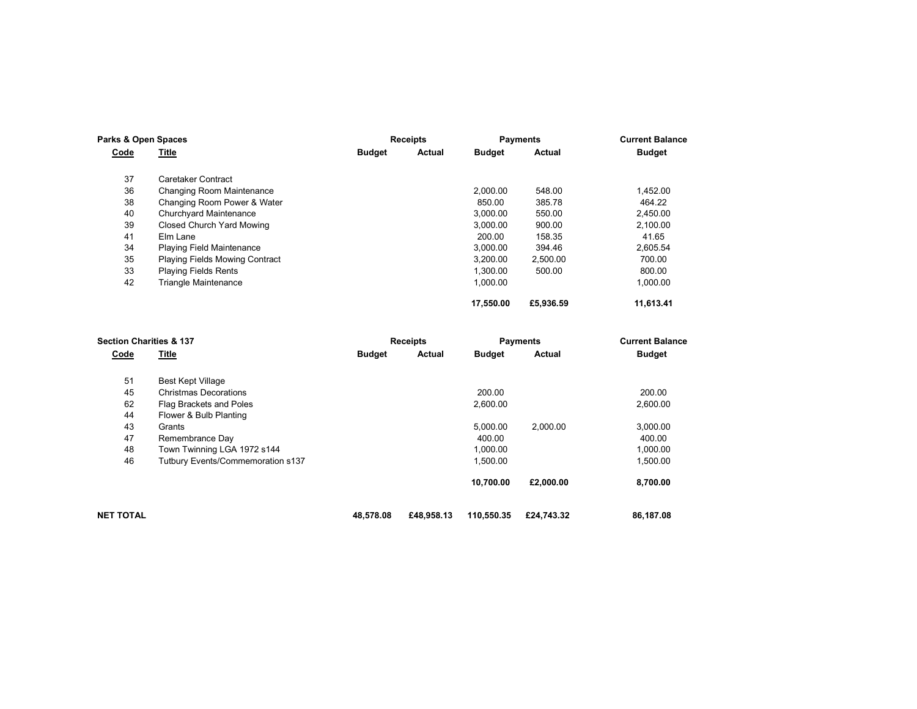| Parks & Open Spaces | | Receipts | | Payments | | Current Balance |
|---|---|---|---|---|---|---|
| **Code** | **Title** | **Budget** | **Actual** | **Budget** | **Actual** | **Budget** |
| 37 | Caretaker Contract | | | | | |
| 36 | Changing Room Maintenance | | | 2,000.00 | 548.00 | 1,452.00 |
| 38 | Changing Room Power & Water | | | 850.00 | 385.78 | 464.22 |
| 40 | Churchyard Maintenance | | | 3,000.00 | 550.00 | 2,450.00 |
| 39 | Closed Church Yard Mowing | | | 3,000.00 | 900.00 | 2,100.00 |
| 41 | Elm Lane | | | 200.00 | 158.35 | 41.65 |
| 34 | Playing Field Maintenance | | | 3,000.00 | 394.46 | 2,605.54 |
| 35 | Playing Fields Mowing Contract | | | 3,200.00 | 2,500.00 | 700.00 |
| 33 | Playing Fields Rents | | | 1,300.00 | 500.00 | 800.00 |
| 42 | Triangle Maintenance | | | 1,000.00 | | 1,000.00 |
| | | | | **17,550.00** | **£5,936.59** | **11,613.41** |

| Section Charities & 137 | | Receipts | | Payments | | Current Balance |
|---|---|---|---|---|---|---|
| **Code** | **Title** | **Budget** | **Actual** | **Budget** | **Actual** | **Budget** |
| 51 | Best Kept Village | | | | | |
| 45 | Christmas Decorations | | | 200.00 | | 200.00 |
| 62 | Flag Brackets and Poles | | | 2,600.00 | | 2,600.00 |
| 44 | Flower & Bulb Planting | | | | | |
| 43 | Grants | | | 5,000.00 | 2,000.00 | 3,000.00 |
| 47 | Remembrance Day | | | 400.00 | | 400.00 |
| 48 | Town Twinning LGA 1972 s144 | | | 1,000.00 | | 1,000.00 |
| 46 | Tutbury Events/Commemoration s137 | | | 1,500.00 | | 1,500.00 |
| | | | | **10,700.00** | **£2,000.00** | **8,700.00** |
| **NET TOTAL** | | **48,578.08** | **£48,958.13** | **110,550.35** | **£24,743.32** | **86,187.08** |